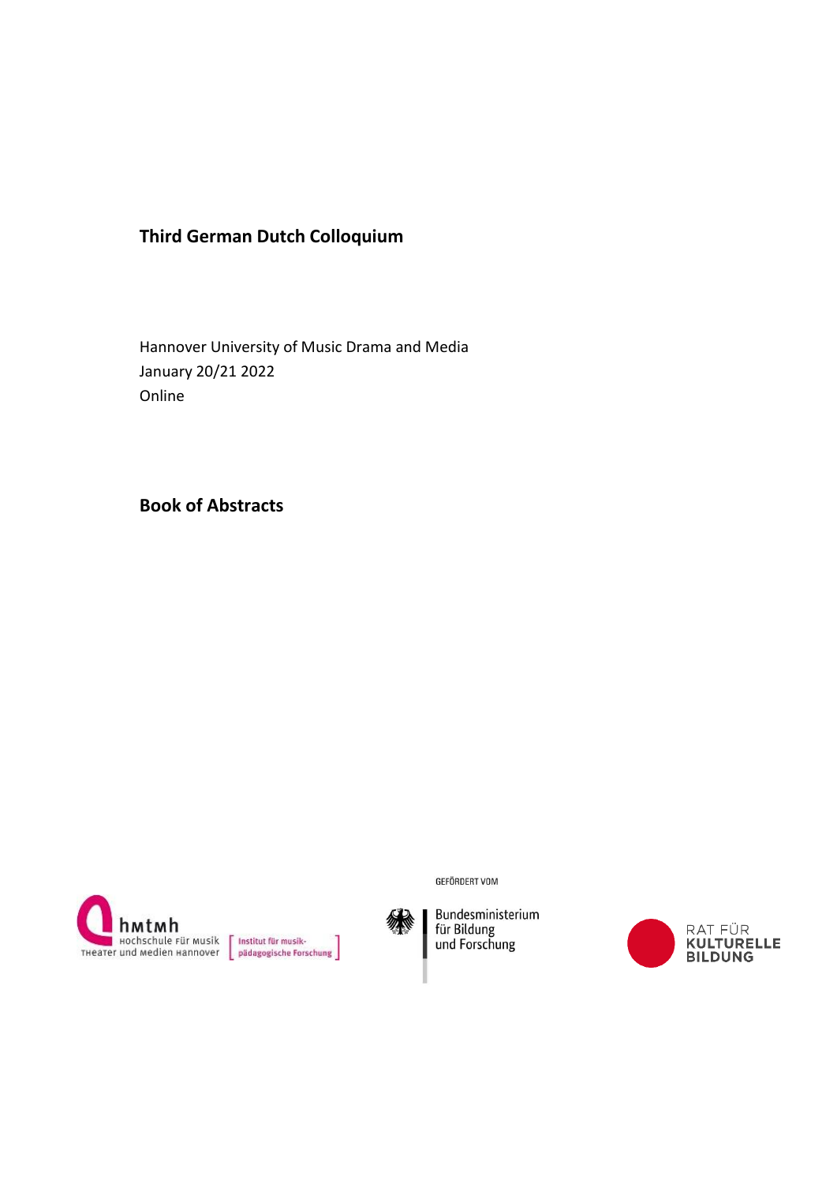# Third German Dutch Colloquium

Hannover University of Music Drama and Media
January 20/21 2022
Online

## Book of Abstracts

hmtmh Hochschule für Musik Theater und Medien Hannover [Institut für musikpädagogische Forschung]

GEFÖRDERT VOM

Bundesministerium für Bildung und Forschung

RAT FÜR KULTURELLE BILDUNG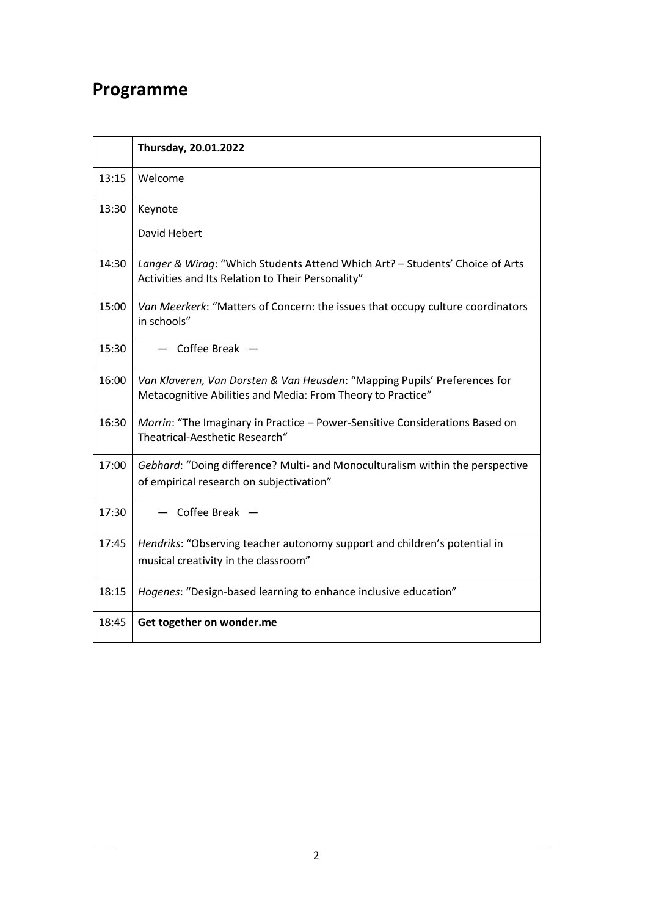## Programme

| | **Thursday, 20.01.2022** |
|---|---|
| 13:15 | Welcome |
| 13:30 | Keynote<br>David Hebert |
| 14:30 | *Langer & Wirag*: "Which Students Attend Which Art? – Students' Choice of Arts Activities and Its Relation to Their Personality" |
| 15:00 | *Van Meerkerk*: "Matters of Concern: the issues that occupy culture coordinators in schools" |
| 15:30 | — Coffee Break — |
| 16:00 | *Van Klaveren, Van Dorsten & Van Heusden*: "Mapping Pupils' Preferences for Metacognitive Abilities and Media: From Theory to Practice" |
| 16:30 | *Morrin*: "The Imaginary in Practice – Power-Sensitive Considerations Based on Theatrical-Aesthetic Research" |
| 17:00 | *Gebhard*: "Doing difference? Multi- and Monoculturalism within the perspective of empirical research on subjectivation" |
| 17:30 | — Coffee Break — |
| 17:45 | *Hendriks*: "Observing teacher autonomy support and children's potential in musical creativity in the classroom" |
| 18:15 | *Hogenes*: "Design-based learning to enhance inclusive education" |
| 18:45 | **Get together on wonder.me** |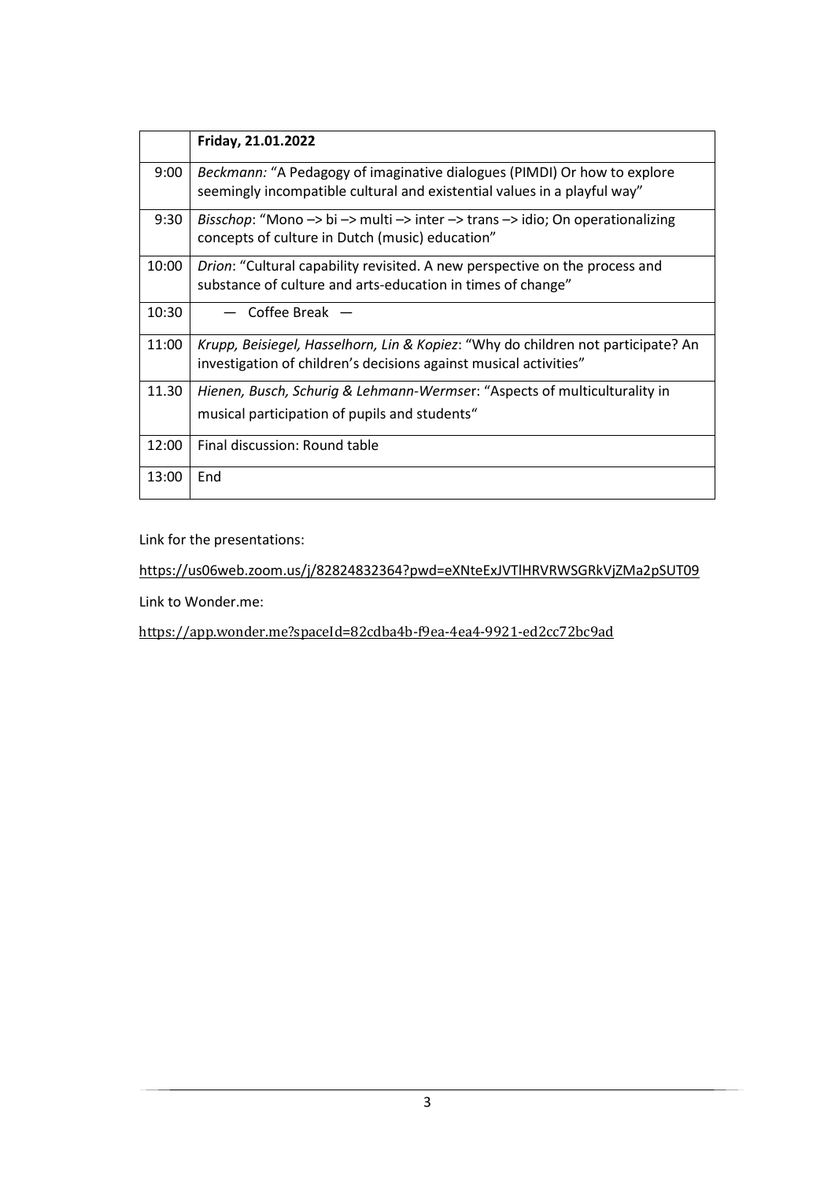|  | **Friday, 21.01.2022** |
| --- | --- |
| 9:00 | *Beckmann:* "A Pedagogy of imaginative dialogues (PIMDI) Or how to explore seemingly incompatible cultural and existential values in a playful way" |
| 9:30 | *Bisschop*: "Mono –> bi –> multi –> inter –> trans –> idio; On operationalizing concepts of culture in Dutch (music) education" |
| 10:00 | *Drion*: "Cultural capability revisited. A new perspective on the process and substance of culture and arts-education in times of change" |
| 10:30 | — Coffee Break — |
| 11:00 | *Krupp, Beisiegel, Hasselhorn, Lin & Kopiez*: "Why do children not participate? An investigation of children's decisions against musical activities" |
| 11.30 | *Hienen, Busch, Schurig & Lehmann-Wermse*r: "Aspects of multiculturality in musical participation of pupils and students" |
| 12:00 | Final discussion: Round table |
| 13:00 | End |

Link for the presentations:

https://us06web.zoom.us/j/82824832364?pwd=eXNteExJVTlHRVRWSGRkVjZMa2pSUT09

Link to Wonder.me:

https://app.wonder.me?spaceId=82cdba4b-f9ea-4ea4-9921-ed2cc72bc9ad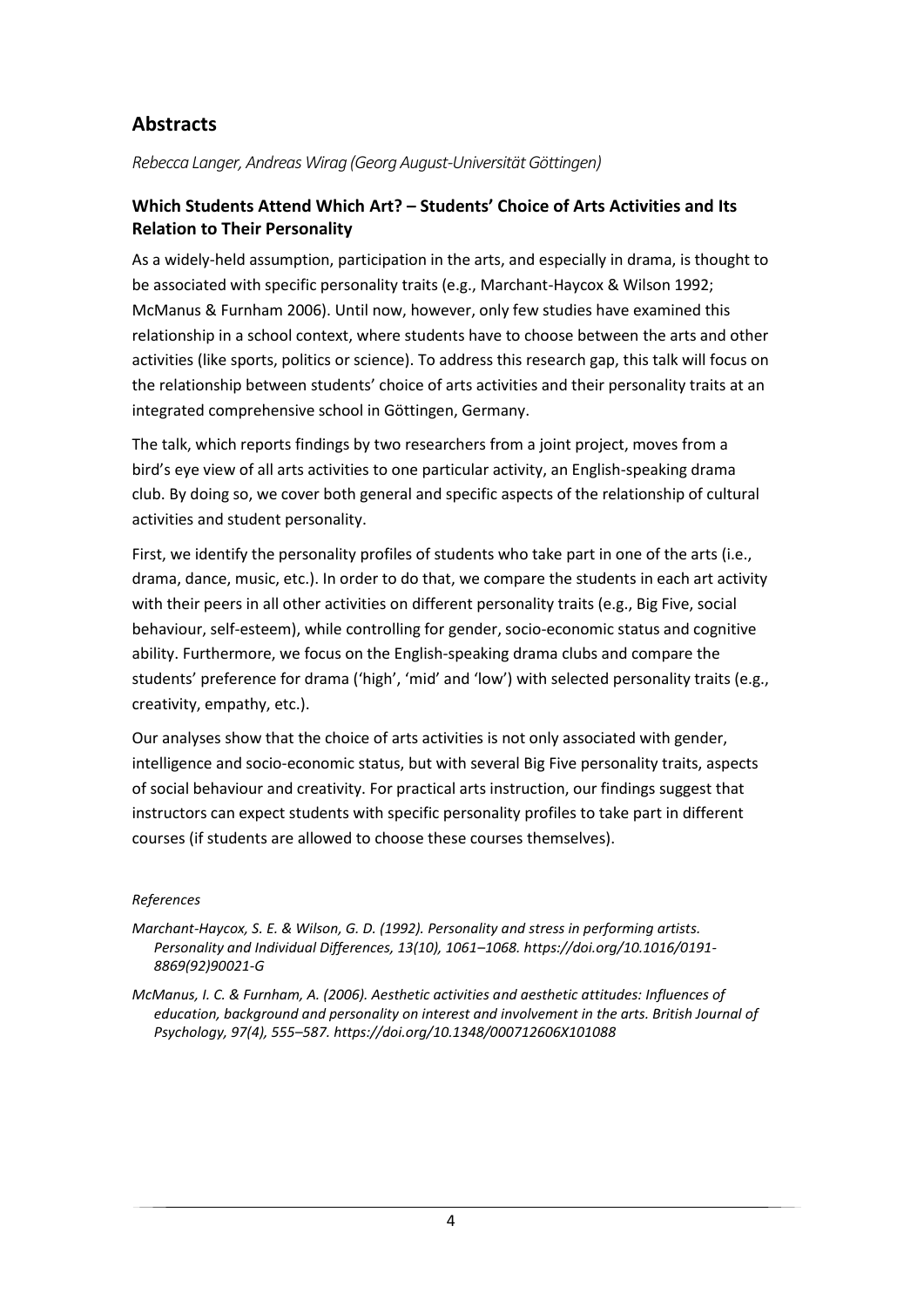## Abstracts

*Rebecca Langer, Andreas Wirag (Georg August-Universität Göttingen)*

### Which Students Attend Which Art? – Students' Choice of Arts Activities and Its Relation to Their Personality

As a widely-held assumption, participation in the arts, and especially in drama, is thought to be associated with specific personality traits (e.g., Marchant-Haycox & Wilson 1992; McManus & Furnham 2006). Until now, however, only few studies have examined this relationship in a school context, where students have to choose between the arts and other activities (like sports, politics or science). To address this research gap, this talk will focus on the relationship between students' choice of arts activities and their personality traits at an integrated comprehensive school in Göttingen, Germany.

The talk, which reports findings by two researchers from a joint project, moves from a bird's eye view of all arts activities to one particular activity, an English-speaking drama club. By doing so, we cover both general and specific aspects of the relationship of cultural activities and student personality.

First, we identify the personality profiles of students who take part in one of the arts (i.e., drama, dance, music, etc.). In order to do that, we compare the students in each art activity with their peers in all other activities on different personality traits (e.g., Big Five, social behaviour, self-esteem), while controlling for gender, socio-economic status and cognitive ability. Furthermore, we focus on the English-speaking drama clubs and compare the students' preference for drama ('high', 'mid' and 'low') with selected personality traits (e.g., creativity, empathy, etc.).

Our analyses show that the choice of arts activities is not only associated with gender, intelligence and socio-economic status, but with several Big Five personality traits, aspects of social behaviour and creativity. For practical arts instruction, our findings suggest that instructors can expect students with specific personality profiles to take part in different courses (if students are allowed to choose these courses themselves).

*References*

*Marchant-Haycox, S. E. & Wilson, G. D. (1992). Personality and stress in performing artists. Personality and Individual Differences, 13(10), 1061–1068. https://doi.org/10.1016/0191-8869(92)90021-G*

*McManus, I. C. & Furnham, A. (2006). Aesthetic activities and aesthetic attitudes: Influences of education, background and personality on interest and involvement in the arts. British Journal of Psychology, 97(4), 555–587. https://doi.org/10.1348/000712606X101088*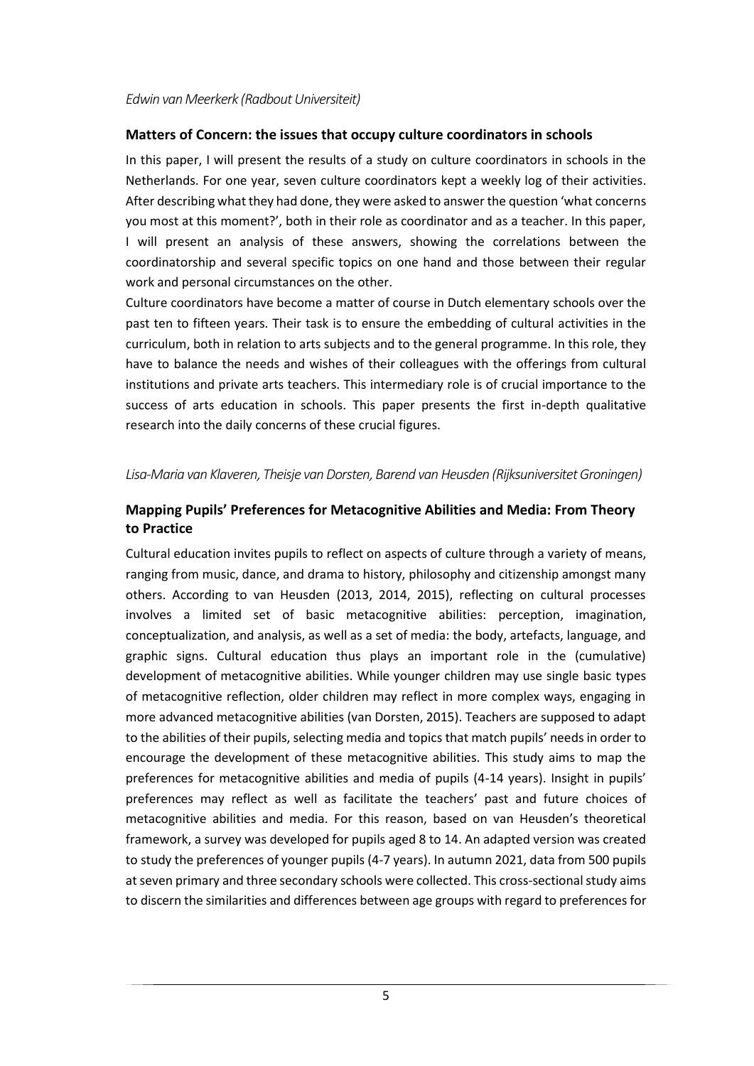*Edwin van Meerkerk (Radbout Universiteit)*

### Matters of Concern: the issues that occupy culture coordinators in schools

In this paper, I will present the results of a study on culture coordinators in schools in the Netherlands. For one year, seven culture coordinators kept a weekly log of their activities. After describing what they had done, they were asked to answer the question 'what concerns you most at this moment?', both in their role as coordinator and as a teacher. In this paper, I will present an analysis of these answers, showing the correlations between the coordinatorship and several specific topics on one hand and those between their regular work and personal circumstances on the other.

Culture coordinators have become a matter of course in Dutch elementary schools over the past ten to fifteen years. Their task is to ensure the embedding of cultural activities in the curriculum, both in relation to arts subjects and to the general programme. In this role, they have to balance the needs and wishes of their colleagues with the offerings from cultural institutions and private arts teachers. This intermediary role is of crucial importance to the success of arts education in schools. This paper presents the first in-depth qualitative research into the daily concerns of these crucial figures.

*Lisa-Maria van Klaveren, Theisje van Dorsten, Barend van Heusden (Rijksuniversitet Groningen)*

### Mapping Pupils' Preferences for Metacognitive Abilities and Media: From Theory to Practice

Cultural education invites pupils to reflect on aspects of culture through a variety of means, ranging from music, dance, and drama to history, philosophy and citizenship amongst many others. According to van Heusden (2013, 2014, 2015), reflecting on cultural processes involves a limited set of basic metacognitive abilities: perception, imagination, conceptualization, and analysis, as well as a set of media: the body, artefacts, language, and graphic signs. Cultural education thus plays an important role in the (cumulative) development of metacognitive abilities. While younger children may use single basic types of metacognitive reflection, older children may reflect in more complex ways, engaging in more advanced metacognitive abilities (van Dorsten, 2015). Teachers are supposed to adapt to the abilities of their pupils, selecting media and topics that match pupils' needs in order to encourage the development of these metacognitive abilities. This study aims to map the preferences for metacognitive abilities and media of pupils (4-14 years). Insight in pupils' preferences may reflect as well as facilitate the teachers' past and future choices of metacognitive abilities and media. For this reason, based on van Heusden's theoretical framework, a survey was developed for pupils aged 8 to 14. An adapted version was created to study the preferences of younger pupils (4-7 years). In autumn 2021, data from 500 pupils at seven primary and three secondary schools were collected. This cross-sectional study aims to discern the similarities and differences between age groups with regard to preferences for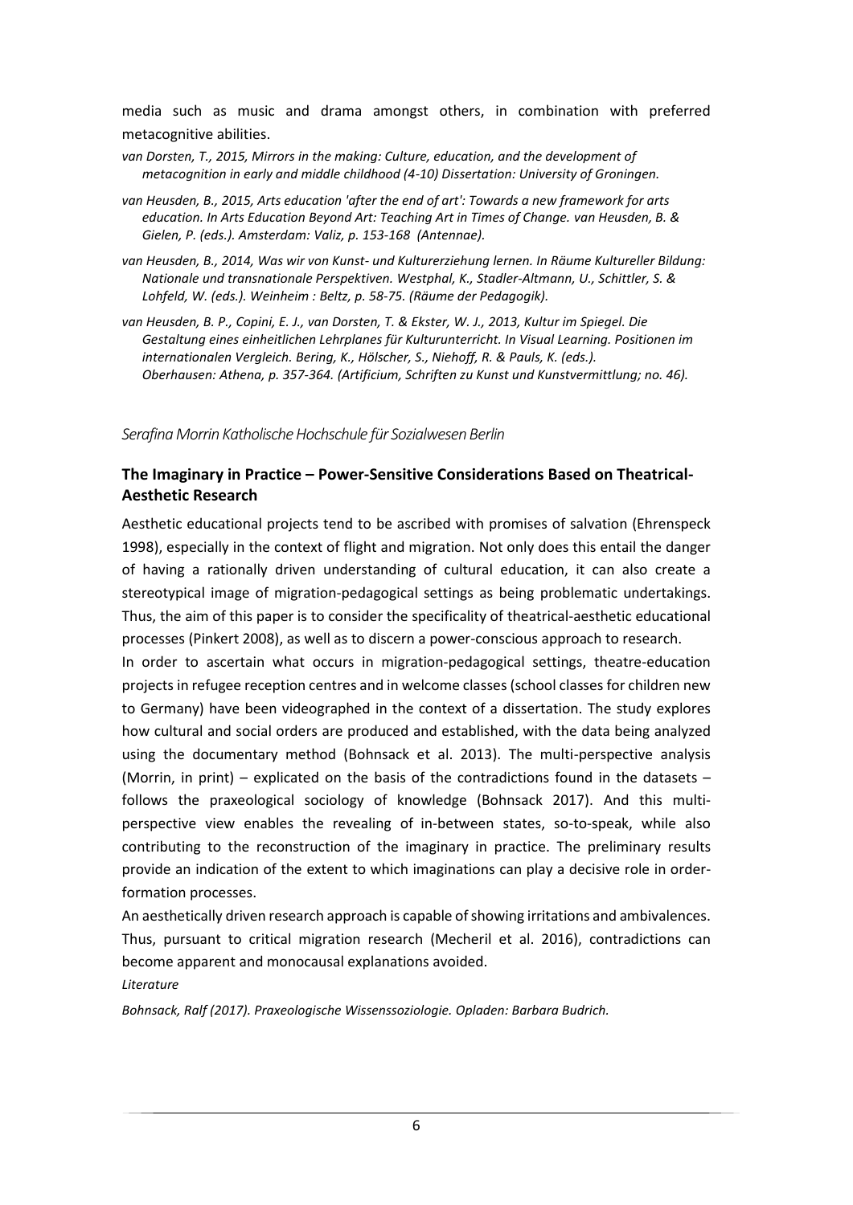media such as music and drama amongst others, in combination with preferred metacognitive abilities.

*van Dorsten, T., 2015, Mirrors in the making: Culture, education, and the development of metacognition in early and middle childhood (4-10) Dissertation: University of Groningen.*

*van Heusden, B., 2015, Arts education 'after the end of art': Towards a new framework for arts education. In Arts Education Beyond Art: Teaching Art in Times of Change. van Heusden, B. & Gielen, P. (eds.). Amsterdam: Valiz, p. 153-168 (Antennae).*

*van Heusden, B., 2014, Was wir von Kunst- und Kulturerziehung lernen. In Räume Kultureller Bildung: Nationale und transnationale Perspektiven. Westphal, K., Stadler-Altmann, U., Schittler, S. & Lohfeld, W. (eds.). Weinheim : Beltz, p. 58-75. (Räume der Pedagogik).*

*van Heusden, B. P., Copini, E. J., van Dorsten, T. & Ekster, W. J., 2013, Kultur im Spiegel. Die Gestaltung eines einheitlichen Lehrplanes für Kulturunterricht. In Visual Learning. Positionen im internationalen Vergleich. Bering, K., Hölscher, S., Niehoff, R. & Pauls, K. (eds.). Oberhausen: Athena, p. 357-364. (Artificium, Schriften zu Kunst und Kunstvermittlung; no. 46).*

*Serafina Morrin Katholische Hochschule für Sozialwesen Berlin*

## The Imaginary in Practice – Power-Sensitive Considerations Based on Theatrical-Aesthetic Research

Aesthetic educational projects tend to be ascribed with promises of salvation (Ehrenspeck 1998), especially in the context of flight and migration. Not only does this entail the danger of having a rationally driven understanding of cultural education, it can also create a stereotypical image of migration-pedagogical settings as being problematic undertakings. Thus, the aim of this paper is to consider the specificality of theatrical-aesthetic educational processes (Pinkert 2008), as well as to discern a power-conscious approach to research.

In order to ascertain what occurs in migration-pedagogical settings, theatre-education projects in refugee reception centres and in welcome classes (school classes for children new to Germany) have been videographed in the context of a dissertation. The study explores how cultural and social orders are produced and established, with the data being analyzed using the documentary method (Bohnsack et al. 2013). The multi-perspective analysis (Morrin, in print) – explicated on the basis of the contradictions found in the datasets – follows the praxeological sociology of knowledge (Bohnsack 2017). And this multi-perspective view enables the revealing of in-between states, so-to-speak, while also contributing to the reconstruction of the imaginary in practice. The preliminary results provide an indication of the extent to which imaginations can play a decisive role in order-formation processes.

An aesthetically driven research approach is capable of showing irritations and ambivalences. Thus, pursuant to critical migration research (Mecheril et al. 2016), contradictions can become apparent and monocausal explanations avoided.

*Literature*

*Bohnsack, Ralf (2017). Praxeologische Wissenssoziologie. Opladen: Barbara Budrich.*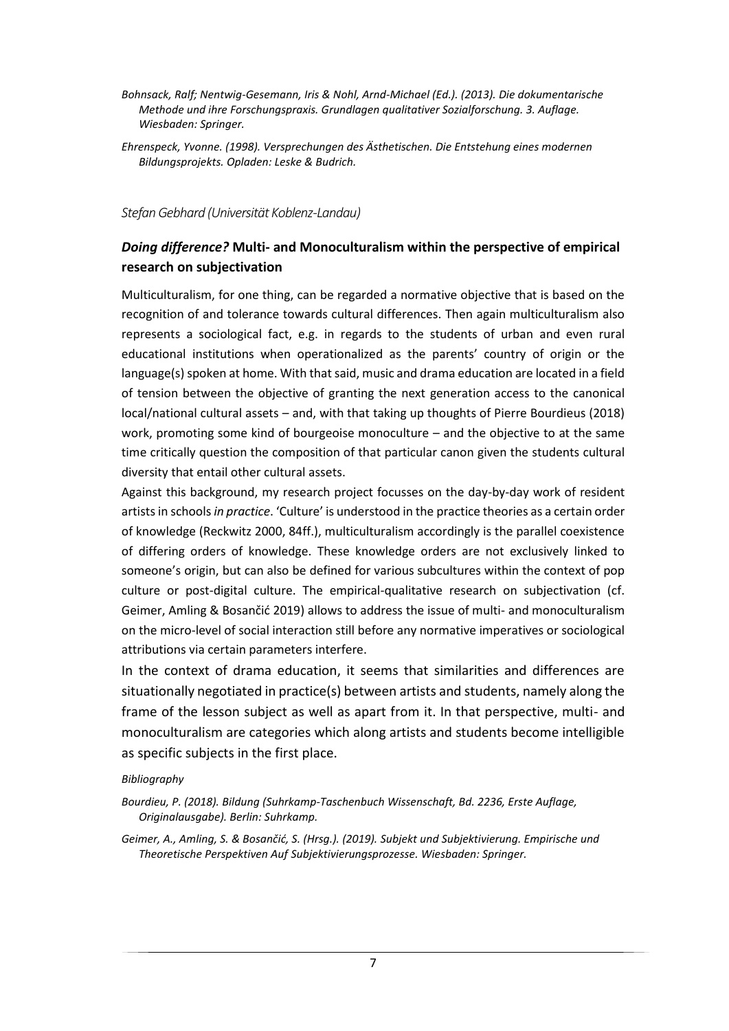*Bohnsack, Ralf; Nentwig-Gesemann, Iris & Nohl, Arnd-Michael (Ed.). (2013). Die dokumentarische Methode und ihre Forschungspraxis. Grundlagen qualitativer Sozialforschung. 3. Auflage. Wiesbaden: Springer.*

*Ehrenspeck, Yvonne. (1998). Versprechungen des Ästhetischen. Die Entstehung eines modernen Bildungsprojekts. Opladen: Leske & Budrich.*

*Stefan Gebhard (Universität Koblenz-Landau)*

## ***Doing difference?*** **Multi- and Monoculturalism within the perspective of empirical research on subjectivation**

Multiculturalism, for one thing, can be regarded a normative objective that is based on the recognition of and tolerance towards cultural differences. Then again multiculturalism also represents a sociological fact, e.g. in regards to the students of urban and even rural educational institutions when operationalized as the parents' country of origin or the language(s) spoken at home. With that said, music and drama education are located in a field of tension between the objective of granting the next generation access to the canonical local/national cultural assets – and, with that taking up thoughts of Pierre Bourdieus (2018) work, promoting some kind of bourgeoise monoculture – and the objective to at the same time critically question the composition of that particular canon given the students cultural diversity that entail other cultural assets.

Against this background, my research project focusses on the day-by-day work of resident artists in schools *in practice*. 'Culture' is understood in the practice theories as a certain order of knowledge (Reckwitz 2000, 84ff.), multiculturalism accordingly is the parallel coexistence of differing orders of knowledge. These knowledge orders are not exclusively linked to someone's origin, but can also be defined for various subcultures within the context of pop culture or post-digital culture. The empirical-qualitative research on subjectivation (cf. Geimer, Amling & Bosančić 2019) allows to address the issue of multi- and monoculturalism on the micro-level of social interaction still before any normative imperatives or sociological attributions via certain parameters interfere.

In the context of drama education, it seems that similarities and differences are situationally negotiated in practice(s) between artists and students, namely along the frame of the lesson subject as well as apart from it. In that perspective, multi- and monoculturalism are categories which along artists and students become intelligible as specific subjects in the first place.

*Bibliography*

*Bourdieu, P. (2018). Bildung (Suhrkamp-Taschenbuch Wissenschaft, Bd. 2236, Erste Auflage, Originalausgabe). Berlin: Suhrkamp.*

*Geimer, A., Amling, S. & Bosančić, S. (Hrsg.). (2019). Subjekt und Subjektivierung. Empirische und Theoretische Perspektiven Auf Subjektivierungsprozesse. Wiesbaden: Springer.*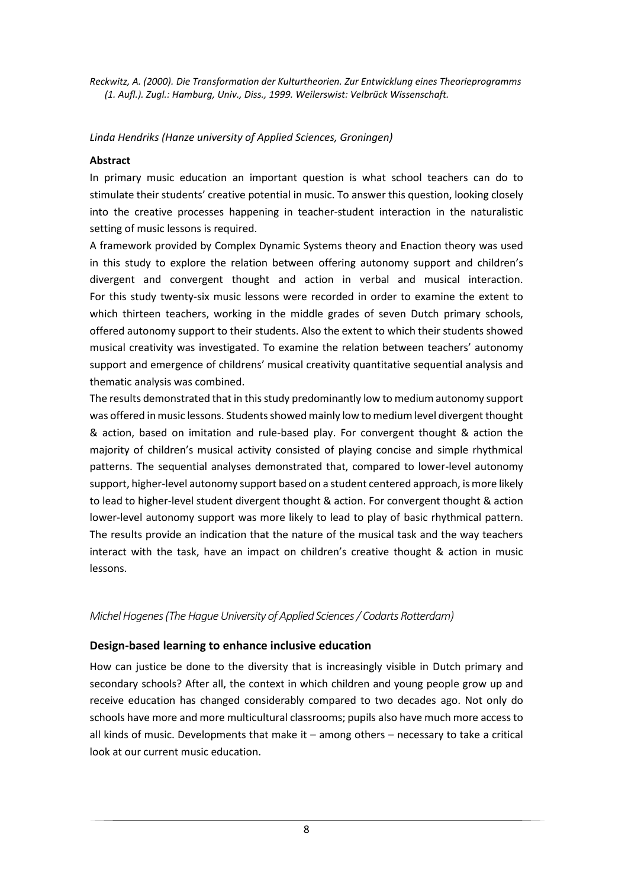*Reckwitz, A. (2000). Die Transformation der Kulturtheorien. Zur Entwicklung eines Theorieprogramms (1. Aufl.). Zugl.: Hamburg, Univ., Diss., 1999. Weilerswist: Velbrück Wissenschaft.*

*Linda Hendriks (Hanze university of Applied Sciences, Groningen)*

**Abstract**

In primary music education an important question is what school teachers can do to stimulate their students' creative potential in music. To answer this question, looking closely into the creative processes happening in teacher-student interaction in the naturalistic setting of music lessons is required.

A framework provided by Complex Dynamic Systems theory and Enaction theory was used in this study to explore the relation between offering autonomy support and children's divergent and convergent thought and action in verbal and musical interaction. For this study twenty-six music lessons were recorded in order to examine the extent to which thirteen teachers, working in the middle grades of seven Dutch primary schools, offered autonomy support to their students. Also the extent to which their students showed musical creativity was investigated. To examine the relation between teachers' autonomy support and emergence of childrens' musical creativity quantitative sequential analysis and thematic analysis was combined.

The results demonstrated that in this study predominantly low to medium autonomy support was offered in music lessons. Students showed mainly low to medium level divergent thought & action, based on imitation and rule-based play. For convergent thought & action the majority of children's musical activity consisted of playing concise and simple rhythmical patterns. The sequential analyses demonstrated that, compared to lower-level autonomy support, higher-level autonomy support based on a student centered approach, is more likely to lead to higher-level student divergent thought & action. For convergent thought & action lower-level autonomy support was more likely to lead to play of basic rhythmical pattern. The results provide an indication that the nature of the musical task and the way teachers interact with the task, have an impact on children's creative thought & action in music lessons.

*Michel Hogenes (The Hague University of Applied Sciences / Codarts Rotterdam)*

## Design-based learning to enhance inclusive education

How can justice be done to the diversity that is increasingly visible in Dutch primary and secondary schools? After all, the context in which children and young people grow up and receive education has changed considerably compared to two decades ago. Not only do schools have more and more multicultural classrooms; pupils also have much more access to all kinds of music. Developments that make it – among others – necessary to take a critical look at our current music education.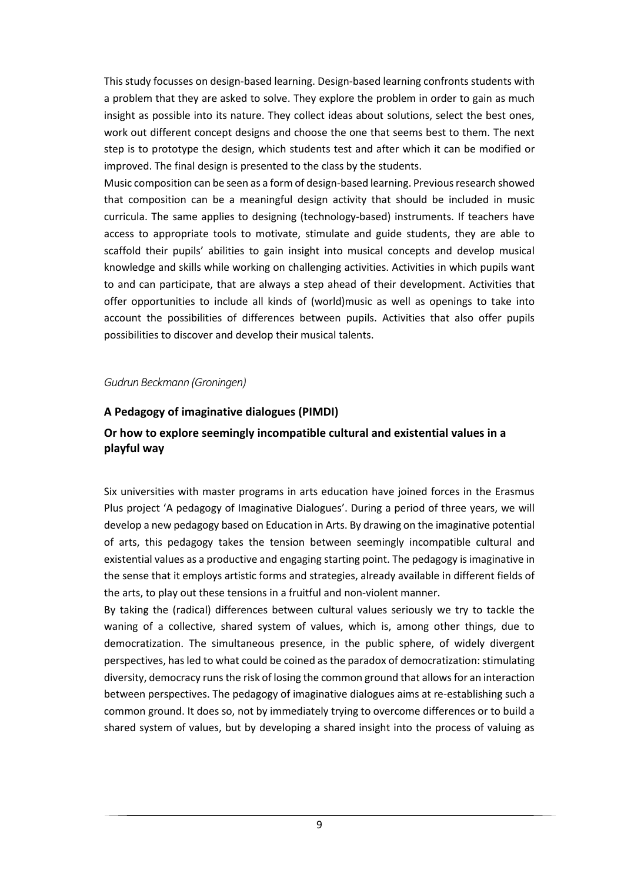This study focusses on design-based learning. Design-based learning confronts students with a problem that they are asked to solve. They explore the problem in order to gain as much insight as possible into its nature. They collect ideas about solutions, select the best ones, work out different concept designs and choose the one that seems best to them. The next step is to prototype the design, which students test and after which it can be modified or improved. The final design is presented to the class by the students.

Music composition can be seen as a form of design-based learning. Previous research showed that composition can be a meaningful design activity that should be included in music curricula. The same applies to designing (technology-based) instruments. If teachers have access to appropriate tools to motivate, stimulate and guide students, they are able to scaffold their pupils' abilities to gain insight into musical concepts and develop musical knowledge and skills while working on challenging activities. Activities in which pupils want to and can participate, that are always a step ahead of their development. Activities that offer opportunities to include all kinds of (world)music as well as openings to take into account the possibilities of differences between pupils. Activities that also offer pupils possibilities to discover and develop their musical talents.

*Gudrun Beckmann (Groningen)*

### A Pedagogy of imaginative dialogues (PIMDI)

### Or how to explore seemingly incompatible cultural and existential values in a playful way

Six universities with master programs in arts education have joined forces in the Erasmus Plus project 'A pedagogy of Imaginative Dialogues'. During a period of three years, we will develop a new pedagogy based on Education in Arts. By drawing on the imaginative potential of arts, this pedagogy takes the tension between seemingly incompatible cultural and existential values as a productive and engaging starting point. The pedagogy is imaginative in the sense that it employs artistic forms and strategies, already available in different fields of the arts, to play out these tensions in a fruitful and non-violent manner.

By taking the (radical) differences between cultural values seriously we try to tackle the waning of a collective, shared system of values, which is, among other things, due to democratization. The simultaneous presence, in the public sphere, of widely divergent perspectives, has led to what could be coined as the paradox of democratization: stimulating diversity, democracy runs the risk of losing the common ground that allows for an interaction between perspectives. The pedagogy of imaginative dialogues aims at re-establishing such a common ground. It does so, not by immediately trying to overcome differences or to build a shared system of values, but by developing a shared insight into the process of valuing as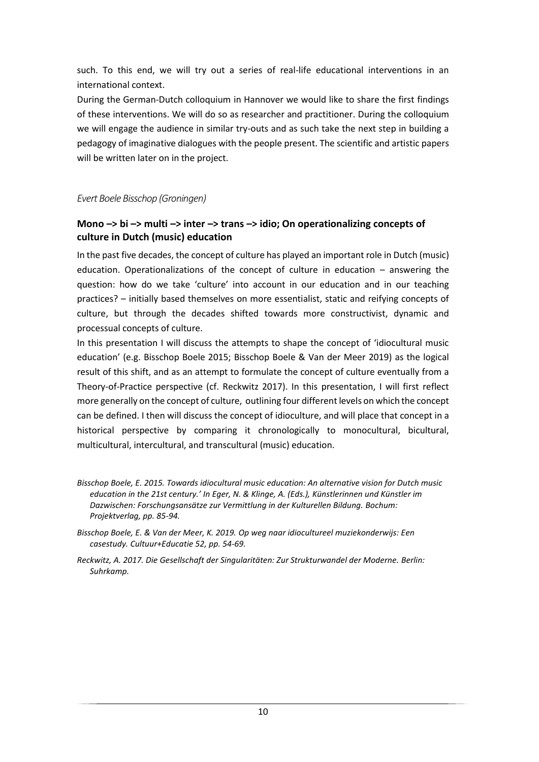such. To this end, we will try out a series of real-life educational interventions in an international context.

During the German-Dutch colloquium in Hannover we would like to share the first findings of these interventions. We will do so as researcher and practitioner. During the colloquium we will engage the audience in similar try-outs and as such take the next step in building a pedagogy of imaginative dialogues with the people present. The scientific and artistic papers will be written later on in the project.

*Evert Boele Bisschop (Groningen)*

### Mono –> bi –> multi –> inter –> trans –> idio; On operationalizing concepts of culture in Dutch (music) education

In the past five decades, the concept of culture has played an important role in Dutch (music) education. Operationalizations of the concept of culture in education – answering the question: how do we take 'culture' into account in our education and in our teaching practices? – initially based themselves on more essentialist, static and reifying concepts of culture, but through the decades shifted towards more constructivist, dynamic and processual concepts of culture.

In this presentation I will discuss the attempts to shape the concept of 'idiocultural music education' (e.g. Bisschop Boele 2015; Bisschop Boele & Van der Meer 2019) as the logical result of this shift, and as an attempt to formulate the concept of culture eventually from a Theory-of-Practice perspective (cf. Reckwitz 2017). In this presentation, I will first reflect more generally on the concept of culture, outlining four different levels on which the concept can be defined. I then will discuss the concept of idioculture, and will place that concept in a historical perspective by comparing it chronologically to monocultural, bicultural, multicultural, intercultural, and transcultural (music) education.

*Bisschop Boele, E. 2015. Towards idiocultural music education: An alternative vision for Dutch music education in the 21st century.' In Eger, N. & Klinge, A. (Eds.), Künstlerinnen und Künstler im Dazwischen: Forschungsansätze zur Vermittlung in der Kulturellen Bildung. Bochum: Projektverlag, pp. 85-94.*

*Bisschop Boele, E. & Van der Meer, K. 2019. Op weg naar idiocultureel muziekonderwijs: Een casestudy. Cultuur+Educatie 52, pp. 54-69.*

*Reckwitz, A. 2017. Die Gesellschaft der Singularitäten: Zur Strukturwandel der Moderne. Berlin: Suhrkamp.*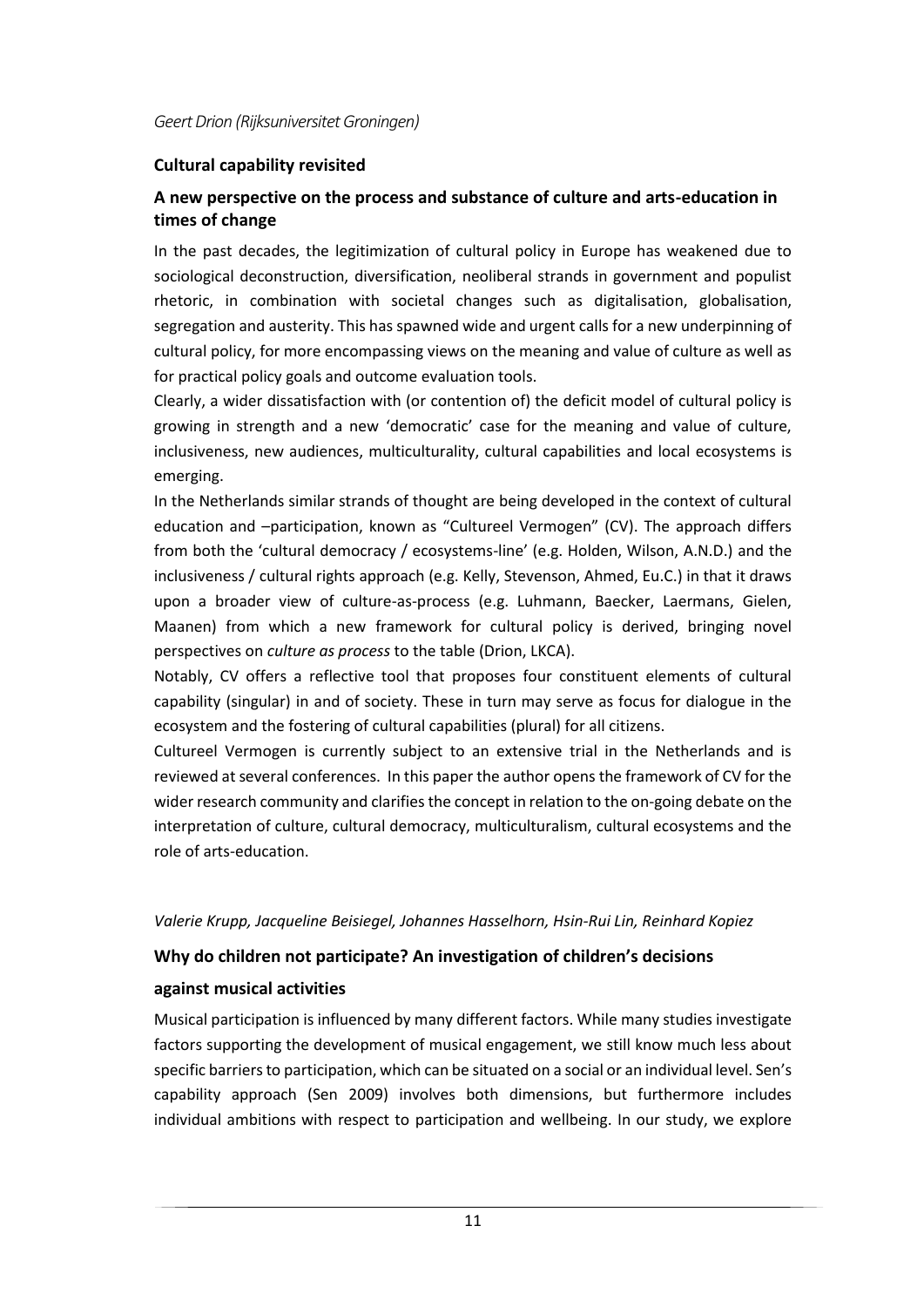*Geert Drion (Rijksuniversitet Groningen)*

**Cultural capability revisited**

**A new perspective on the process and substance of culture and arts-education in times of change**

In the past decades, the legitimization of cultural policy in Europe has weakened due to sociological deconstruction, diversification, neoliberal strands in government and populist rhetoric, in combination with societal changes such as digitalisation, globalisation, segregation and austerity. This has spawned wide and urgent calls for a new underpinning of cultural policy, for more encompassing views on the meaning and value of culture as well as for practical policy goals and outcome evaluation tools.

Clearly, a wider dissatisfaction with (or contention of) the deficit model of cultural policy is growing in strength and a new 'democratic' case for the meaning and value of culture, inclusiveness, new audiences, multiculturality, cultural capabilities and local ecosystems is emerging.

In the Netherlands similar strands of thought are being developed in the context of cultural education and –participation, known as "Cultureel Vermogen" (CV). The approach differs from both the 'cultural democracy / ecosystems-line' (e.g. Holden, Wilson, A.N.D.) and the inclusiveness / cultural rights approach (e.g. Kelly, Stevenson, Ahmed, Eu.C.) in that it draws upon a broader view of culture-as-process (e.g. Luhmann, Baecker, Laermans, Gielen, Maanen) from which a new framework for cultural policy is derived, bringing novel perspectives on *culture as process* to the table (Drion, LKCA).

Notably, CV offers a reflective tool that proposes four constituent elements of cultural capability (singular) in and of society. These in turn may serve as focus for dialogue in the ecosystem and the fostering of cultural capabilities (plural) for all citizens.

Cultureel Vermogen is currently subject to an extensive trial in the Netherlands and is reviewed at several conferences. In this paper the author opens the framework of CV for the wider research community and clarifies the concept in relation to the on-going debate on the interpretation of culture, cultural democracy, multiculturalism, cultural ecosystems and the role of arts-education.

*Valerie Krupp, Jacqueline Beisiegel, Johannes Hasselhorn, Hsin-Rui Lin, Reinhard Kopiez*

**Why do children not participate? An investigation of children's decisions against musical activities**

Musical participation is influenced by many different factors. While many studies investigate factors supporting the development of musical engagement, we still know much less about specific barriers to participation, which can be situated on a social or an individual level. Sen's capability approach (Sen 2009) involves both dimensions, but furthermore includes individual ambitions with respect to participation and wellbeing. In our study, we explore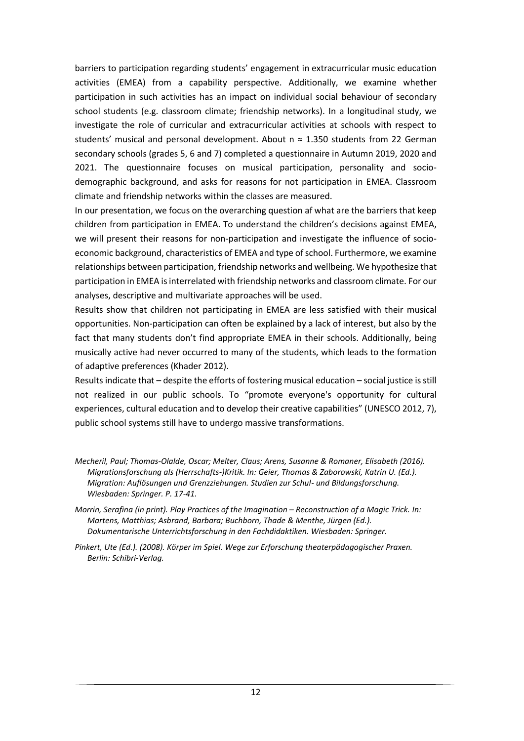barriers to participation regarding students' engagement in extracurricular music education activities (EMEA) from a capability perspective. Additionally, we examine whether participation in such activities has an impact on individual social behaviour of secondary school students (e.g. classroom climate; friendship networks). In a longitudinal study, we investigate the role of curricular and extracurricular activities at schools with respect to students' musical and personal development. About n ≈ 1.350 students from 22 German secondary schools (grades 5, 6 and 7) completed a questionnaire in Autumn 2019, 2020 and 2021. The questionnaire focuses on musical participation, personality and socio-demographic background, and asks for reasons for not participation in EMEA. Classroom climate and friendship networks within the classes are measured.

In our presentation, we focus on the overarching question af what are the barriers that keep children from participation in EMEA. To understand the children's decisions against EMEA, we will present their reasons for non-participation and investigate the influence of socio-economic background, characteristics of EMEA and type of school. Furthermore, we examine relationships between participation, friendship networks and wellbeing. We hypothesize that participation in EMEA is interrelated with friendship networks and classroom climate. For our analyses, descriptive and multivariate approaches will be used.

Results show that children not participating in EMEA are less satisfied with their musical opportunities. Non-participation can often be explained by a lack of interest, but also by the fact that many students don't find appropriate EMEA in their schools. Additionally, being musically active had never occurred to many of the students, which leads to the formation of adaptive preferences (Khader 2012).

Results indicate that – despite the efforts of fostering musical education – social justice is still not realized in our public schools. To "promote everyone's opportunity for cultural experiences, cultural education and to develop their creative capabilities" (UNESCO 2012, 7), public school systems still have to undergo massive transformations.

*Mecheril, Paul; Thomas-Olalde, Oscar; Melter, Claus; Arens, Susanne & Romaner, Elisabeth (2016). Migrationsforschung als (Herrschafts-)Kritik. In: Geier, Thomas & Zaborowski, Katrin U. (Ed.). Migration: Auflösungen und Grenzziehungen. Studien zur Schul- und Bildungsforschung. Wiesbaden: Springer. P. 17-41.*

*Morrin, Serafina (in print). Play Practices of the Imagination – Reconstruction of a Magic Trick. In: Martens, Matthias; Asbrand, Barbara; Buchborn, Thade & Menthe, Jürgen (Ed.). Dokumentarische Unterrichtsforschung in den Fachdidaktiken. Wiesbaden: Springer.*

*Pinkert, Ute (Ed.). (2008). Körper im Spiel. Wege zur Erforschung theaterpädagogischer Praxen. Berlin: Schibri-Verlag.*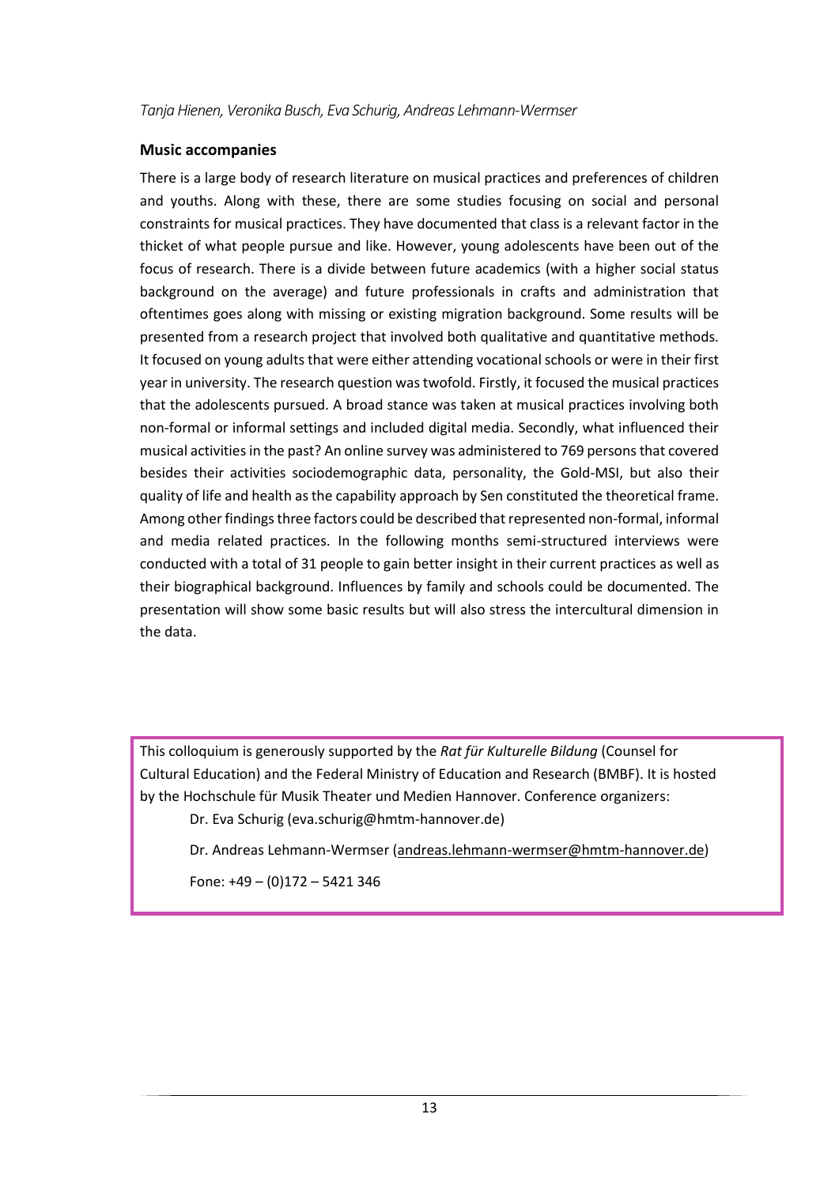*Tanja Hienen, Veronika Busch, Eva Schurig, Andreas Lehmann-Wermser*

**Music accompanies**

There is a large body of research literature on musical practices and preferences of children and youths. Along with these, there are some studies focusing on social and personal constraints for musical practices. They have documented that class is a relevant factor in the thicket of what people pursue and like. However, young adolescents have been out of the focus of research. There is a divide between future academics (with a higher social status background on the average) and future professionals in crafts and administration that oftentimes goes along with missing or existing migration background. Some results will be presented from a research project that involved both qualitative and quantitative methods. It focused on young adults that were either attending vocational schools or were in their first year in university. The research question was twofold. Firstly, it focused the musical practices that the adolescents pursued. A broad stance was taken at musical practices involving both non-formal or informal settings and included digital media. Secondly, what influenced their musical activities in the past? An online survey was administered to 769 persons that covered besides their activities sociodemographic data, personality, the Gold-MSI, but also their quality of life and health as the capability approach by Sen constituted the theoretical frame. Among other findings three factors could be described that represented non-formal, informal and media related practices. In the following months semi-structured interviews were conducted with a total of 31 people to gain better insight in their current practices as well as their biographical background. Influences by family and schools could be documented. The presentation will show some basic results but will also stress the intercultural dimension in the data.

This colloquium is generously supported by the *Rat für Kulturelle Bildung* (Counsel for Cultural Education) and the Federal Ministry of Education and Research (BMBF). It is hosted by the Hochschule für Musik Theater und Medien Hannover. Conference organizers:

Dr. Eva Schurig (eva.schurig@hmtm-hannover.de)

Dr. Andreas Lehmann-Wermser (andreas.lehmann-wermser@hmtm-hannover.de)

Fone: +49 – (0)172 – 5421 346